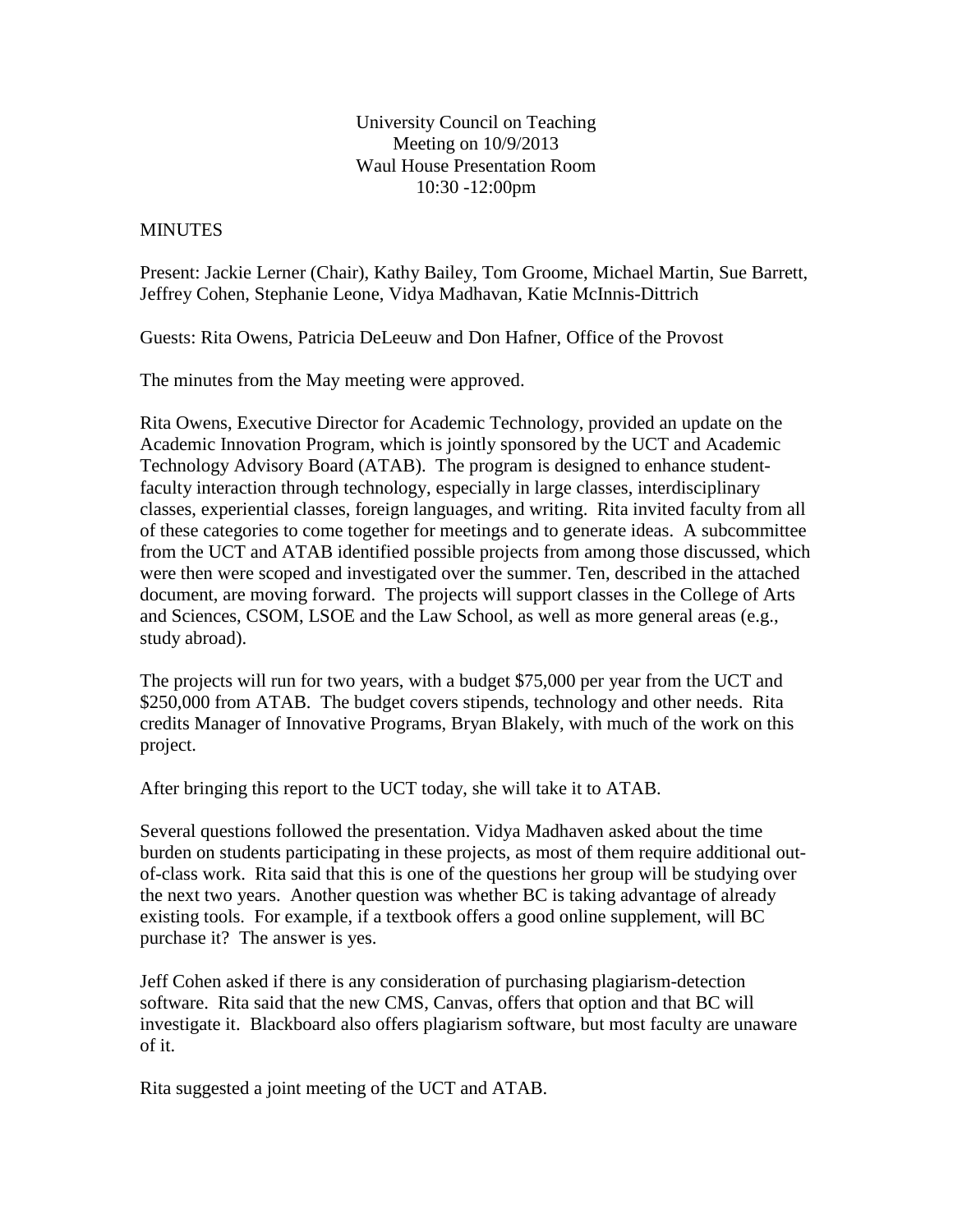University Council on Teaching
Meeting on 10/9/2013
Waul House Presentation Room
10:30 -12:00pm

MINUTES

Present: Jackie Lerner (Chair), Kathy Bailey, Tom Groome, Michael Martin, Sue Barrett, Jeffrey Cohen, Stephanie Leone, Vidya Madhavan, Katie McInnis-Dittrich

Guests: Rita Owens, Patricia DeLeeuw and Don Hafner, Office of the Provost

The minutes from the May meeting were approved.

Rita Owens, Executive Director for Academic Technology, provided an update on the Academic Innovation Program, which is jointly sponsored by the UCT and Academic Technology Advisory Board (ATAB). The program is designed to enhance student-faculty interaction through technology, especially in large classes, interdisciplinary classes, experiential classes, foreign languages, and writing. Rita invited faculty from all of these categories to come together for meetings and to generate ideas. A subcommittee from the UCT and ATAB identified possible projects from among those discussed, which were then were scoped and investigated over the summer. Ten, described in the attached document, are moving forward. The projects will support classes in the College of Arts and Sciences, CSOM, LSOE and the Law School, as well as more general areas (e.g., study abroad).

The projects will run for two years, with a budget $75,000 per year from the UCT and $250,000 from ATAB. The budget covers stipends, technology and other needs. Rita credits Manager of Innovative Programs, Bryan Blakely, with much of the work on this project.

After bringing this report to the UCT today, she will take it to ATAB.

Several questions followed the presentation. Vidya Madhaven asked about the time burden on students participating in these projects, as most of them require additional out-of-class work. Rita said that this is one of the questions her group will be studying over the next two years. Another question was whether BC is taking advantage of already existing tools. For example, if a textbook offers a good online supplement, will BC purchase it? The answer is yes.

Jeff Cohen asked if there is any consideration of purchasing plagiarism-detection software. Rita said that the new CMS, Canvas, offers that option and that BC will investigate it. Blackboard also offers plagiarism software, but most faculty are unaware of it.

Rita suggested a joint meeting of the UCT and ATAB.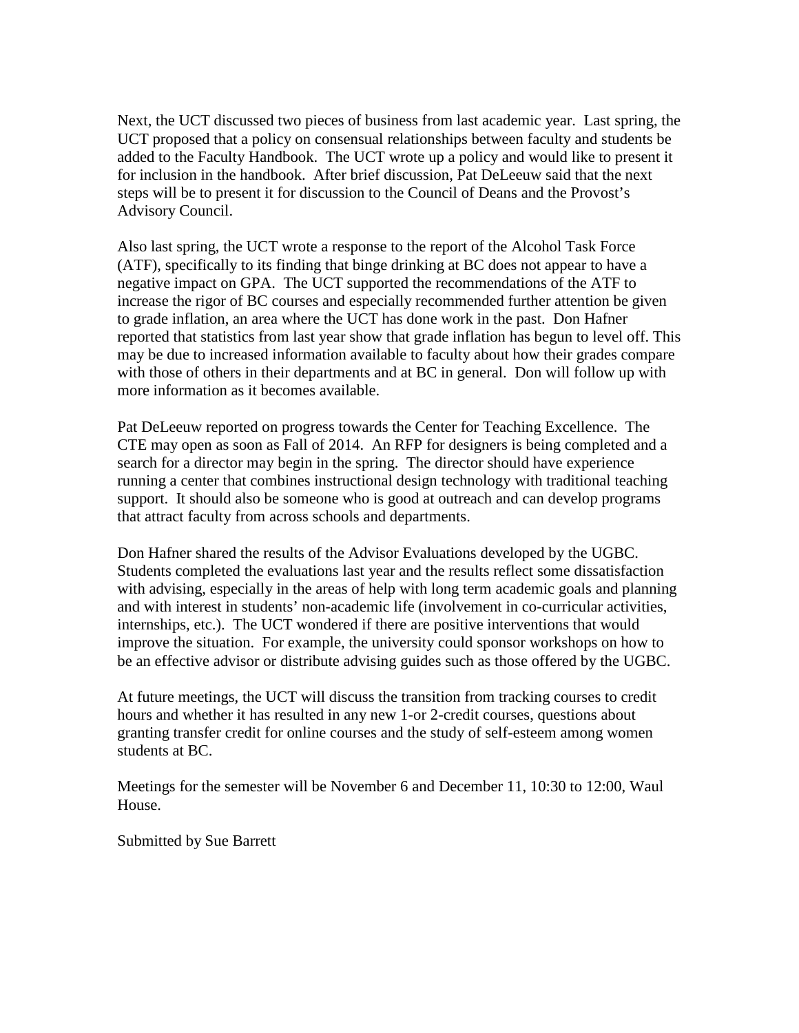Next, the UCT discussed two pieces of business from last academic year. Last spring, the UCT proposed that a policy on consensual relationships between faculty and students be added to the Faculty Handbook. The UCT wrote up a policy and would like to present it for inclusion in the handbook. After brief discussion, Pat DeLeeuw said that the next steps will be to present it for discussion to the Council of Deans and the Provost's Advisory Council.

Also last spring, the UCT wrote a response to the report of the Alcohol Task Force (ATF), specifically to its finding that binge drinking at BC does not appear to have a negative impact on GPA. The UCT supported the recommendations of the ATF to increase the rigor of BC courses and especially recommended further attention be given to grade inflation, an area where the UCT has done work in the past. Don Hafner reported that statistics from last year show that grade inflation has begun to level off. This may be due to increased information available to faculty about how their grades compare with those of others in their departments and at BC in general. Don will follow up with more information as it becomes available.

Pat DeLeeuw reported on progress towards the Center for Teaching Excellence. The CTE may open as soon as Fall of 2014. An RFP for designers is being completed and a search for a director may begin in the spring. The director should have experience running a center that combines instructional design technology with traditional teaching support. It should also be someone who is good at outreach and can develop programs that attract faculty from across schools and departments.

Don Hafner shared the results of the Advisor Evaluations developed by the UGBC. Students completed the evaluations last year and the results reflect some dissatisfaction with advising, especially in the areas of help with long term academic goals and planning and with interest in students' non-academic life (involvement in co-curricular activities, internships, etc.). The UCT wondered if there are positive interventions that would improve the situation. For example, the university could sponsor workshops on how to be an effective advisor or distribute advising guides such as those offered by the UGBC.

At future meetings, the UCT will discuss the transition from tracking courses to credit hours and whether it has resulted in any new 1-or 2-credit courses, questions about granting transfer credit for online courses and the study of self-esteem among women students at BC.

Meetings for the semester will be November 6 and December 11, 10:30 to 12:00, Waul House.

Submitted by Sue Barrett